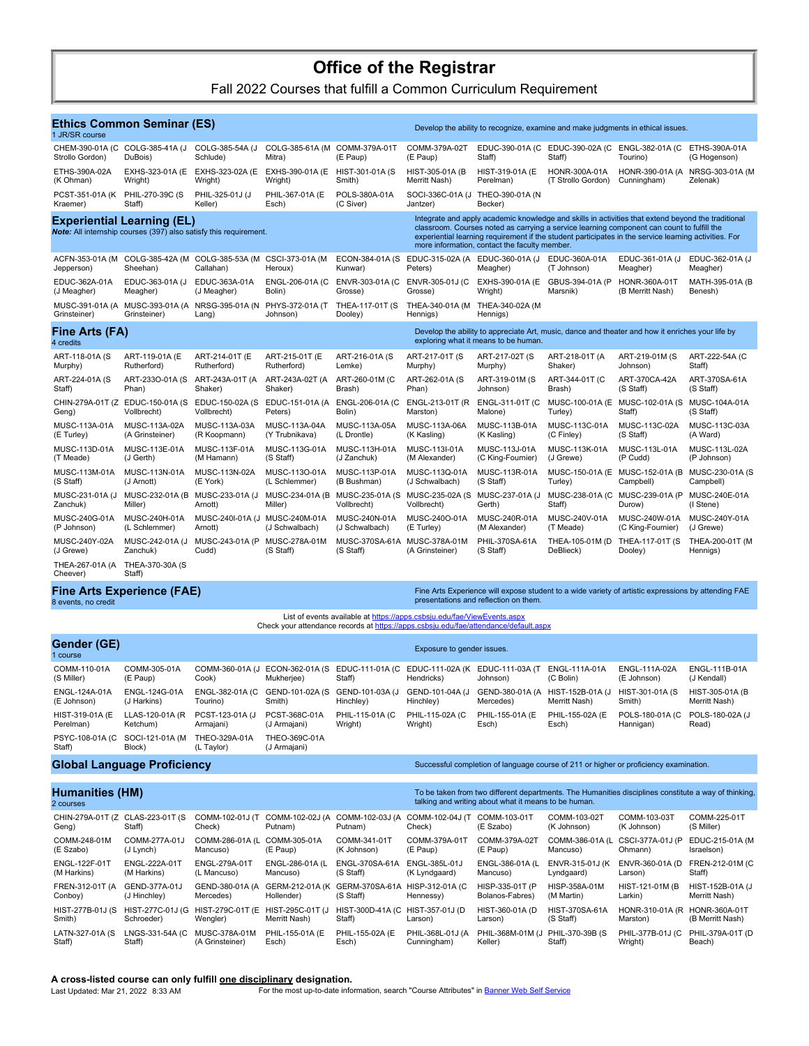# Office of the Registrar

Fall 2022 Courses that fulfill a Common Curriculum Requirement

## Ethics Common Seminar (ES)

1 JR/SR course

Develop the ability to recognize, examine and make judgments in ethical issues.

| | | | | | | | | | |
|---|---|---|---|---|---|---|---|---|---|
| CHEM-390-01A (C Strollo Gordon) | COLG-385-41A (J DuBois) | COLG-385-54A (J Schlude) | COLG-385-61A (M Mitra) | COMM-379A-01T (E Paup) | COMM-379A-02T (E Paup) | EDUC-390-01A (C Staff) | EDUC-390-02A (C Staff) | ENGL-382-01A (C Tourino) | ETHS-390A-01A (G Hogenson) |
| ETHS-390A-02A (K Ohman) | EXHS-323-01A (E Wright) | EXHS-323-02A (E Wright) | EXHS-390-01A (E Wright) | HIST-301-01A (S Smith) | HIST-305-01A (B Merritt Nash) | HIST-319-01A (E Perelman) | HONR-300A-01A (T Strollo Gordon) | HONR-390-01A (A Cunningham) | NRSG-303-01A (M Zelenak) |
| PCST-351-01A (K Kraemer) | PHIL-270-39C (S Staff) | PHIL-325-01J (J Keller) | PHIL-367-01A (E Esch) | POLS-380A-01A (C Siver) | SOCI-336C-01A (J Jantzer) | THEO-390-01A (N Becker) | | | |

## Experiential Learning (EL)

***Note:*** All internship courses (397) also satisfy this requirement.

Integrate and apply academic knowledge and skills in activities that extend beyond the traditional classroom. Courses noted as carrying a service learning component can count to fulfill the experiential learning requirement if the student participates in the service learning activities. For more information, contact the faculty member.

| | | | | | | | | | |
|---|---|---|---|---|---|---|---|---|---|
| ACFN-353-01A (M Jepperson) | COLG-385-42A (M Sheehan) | COLG-385-53A (M Callahan) | CSCI-373-01A (M Heroux) | ECON-384-01A (S Kunwar) | EDUC-315-02A (A Peters) | EDUC-360-01A (J Meagher) | EDUC-360A-01A (T Johnson) | EDUC-361-01A (J Meagher) | EDUC-362-01A (J Meagher) |
| EDUC-362A-01A (J Meagher) | EDUC-363-01A (J Meagher) | EDUC-363A-01A (J Meagher) | ENGL-206-01A (C Bolin) | ENVR-303-01A (C Grosse) | ENVR-305-01J (C Grosse) | EXHS-390-01A (E Wright) | GBUS-394-01A (P Marsnik) | HONR-360A-01T (B Merritt Nash) | MATH-395-01A (B Benesh) |
| MUSC-391-01A (A Grinsteiner) | MUSC-393-01A (A Grinsteiner) | NRSG-395-01A (N Lang) | PHYS-372-01A (T Johnson) | THEA-117-01T (S Dooley) | THEA-340-01A (M Hennigs) | THEA-340-02A (M Hennigs) | | | |

## Fine Arts (FA)

4 credits

Develop the ability to appreciate Art, music, dance and theater and how it enriches your life by exploring what it means to be human.

| | | | | | | | | | |
|---|---|---|---|---|---|---|---|---|---|
| ART-118-01A (S Murphy) | ART-119-01A (E Rutherford) | ART-214-01T (E Rutherford) | ART-215-01T (E Rutherford) | ART-216-01A (S Lemke) | ART-217-01T (S Murphy) | ART-217-02T (S Murphy) | ART-218-01T (A Shaker) | ART-219-01M (S Johnson) | ART-222-54A (C Staff) |
| ART-224-01A (S Staff) | ART-233O-01A (S Phan) | ART-243A-01T (A Shaker) | ART-243A-02T (A Shaker) | ART-260-01M (C Brash) | ART-262-01A (S Phan) | ART-319-01M (S Johnson) | ART-344-01T (C Brash) | ART-370CA-42A (S Staff) | ART-370SA-61A (S Staff) |
| CHIN-279A-01T (Z Geng) | EDUC-150-01A (S Vollbrecht) | EDUC-150-02A (S Vollbrecht) | EDUC-151-01A (A Peters) | ENGL-206-01A (C Bolin) | ENGL-213-01T (R Marston) | ENGL-311-01T (C Malone) | MUSC-100-01A (E Turley) | MUSC-102-01A (S Staff) | MUSC-104A-01A (S Staff) |
| MUSC-113A-01A (E Turley) | MUSC-113A-02A (A Grinsteiner) | MUSC-113A-03A (R Koopmann) | MUSC-113A-04A (Y Trubnikava) | MUSC-113A-05A (L Drontle) | MUSC-113A-06A (K Kasling) | MUSC-113B-01A (K Kasling) | MUSC-113C-01A (C Finley) | MUSC-113C-02A (S Staff) | MUSC-113C-03A (A Ward) |
| MUSC-113D-01A (T Meade) | MUSC-113E-01A (J Gerth) | MUSC-113F-01A (M Hamann) | MUSC-113G-01A (S Staff) | MUSC-113H-01A (J Zanchuk) | MUSC-113I-01A (M Alexander) | MUSC-113J-01A (C King-Fournier) | MUSC-113K-01A (J Grewe) | MUSC-113L-01A (P Cudd) | MUSC-113L-02A (P Johnson) |
| MUSC-113M-01A (S Staff) | MUSC-113N-01A (J Arnott) | MUSC-113N-02A (E York) | MUSC-113O-01A (L Schlemmer) | MUSC-113P-01A (B Bushman) | MUSC-113Q-01A (J Schwalbach) | MUSC-113R-01A (S Staff) | MUSC-150-01A (E Turley) | MUSC-152-01A (B Campbell) | MUSC-230-01A (S Campbell) |
| MUSC-231-01A (J Zanchuk) | MUSC-232-01A (B Miller) | MUSC-233-01A (J Arnott) | MUSC-234-01A (B Miller) | MUSC-235-01A (S Vollbrecht) | MUSC-235-02A (S Vollbrecht) | MUSC-237-01A (J Gerth) | MUSC-238-01A (C Staff) | MUSC-239-01A (P Durow) | MUSC-240E-01A (I Stene) |
| MUSC-240G-01A (P Johnson) | MUSC-240H-01A (L Schlemmer) | MUSC-240I-01A (J Arnott) | MUSC-240M-01A (J Schwalbach) | MUSC-240N-01A (J Schwalbach) | MUSC-240O-01A (E Turley) | MUSC-240R-01A (M Alexander) | MUSC-240V-01A (T Meade) | MUSC-240W-01A (C King-Fournier) | MUSC-240Y-01A (J Grewe) |
| MUSC-240Y-02A (J Grewe) | MUSC-242-01A (J Zanchuk) | MUSC-243-01A (P Cudd) | MUSC-278A-01M (S Staff) | MUSC-370SA-61A (S Staff) | MUSC-378A-01M (A Grinsteiner) | PHIL-370SA-61A (S Staff) | THEA-105-01M (D DeBlieck) | THEA-117-01T (S Dooley) | THEA-200-01T (M Hennigs) |
| THEA-267-01A (A Cheever) | THEA-370-30A (S Staff) | | | | | | | | |

## Fine Arts Experience (FAE)

8 events, no credit

Fine Arts Experience will expose student to a wide variety of artistic expressions by attending FAE presentations and reflection on them.

List of events available at https://apps.csbsju.edu/fae/ViewEvents.aspx
Check your attendance records at https://apps.csbsju.edu/fae/attendance/default.aspx

## Gender (GE)

1 course

Exposure to gender issues.

| | | | | | | | | | |
|---|---|---|---|---|---|---|---|---|---|
| COMM-110-01A (S Miller) | COMM-305-01A (E Paup) | COMM-360-01A (J Cook) | ECON-362-01A (S Mukherjee) | EDUC-111-01A (C Staff) | EDUC-111-02A (K Hendricks) | EDUC-111-03A (T Johnson) | ENGL-111A-01A (C Bolin) | ENGL-111A-02A (E Johnson) | ENGL-111B-01A (J Kendall) |
| ENGL-124A-01A (E Johnson) | ENGL-124G-01A (J Harkins) | ENGL-382-01A (C Tourino) | GEND-101-02A (S Smith) | GEND-101-03A (J Hinchley) | GEND-101-04A (J Hinchley) | GEND-380-01A (A Mercedes) | HIST-152B-01A (J Merritt Nash) | HIST-301-01A (S Smith) | HIST-305-01A (B Merritt Nash) |
| HIST-319-01A (E Perelman) | LLAS-120-01A (R Ketchum) | PCST-123-01A (J Armajani) | PCST-368C-01A (J Armajani) | PHIL-115-01A (C Wright) | PHIL-115-02A (C Wright) | PHIL-155-01A (E Esch) | PHIL-155-02A (E Esch) | POLS-180-01A (C Hannigan) | POLS-180-02A (J Read) |
| PSYC-108-01A (C Staff) | SOCI-121-01A (M Block) | THEO-329A-01A (L Taylor) | THEO-369C-01A (J Armajani) | | | | | | |

## Global Language Proficiency

Successful completion of language course of 211 or higher or proficiency examination.

## Humanities (HM)

2 courses

To be taken from two different departments. The Humanities disciplines constitute a way of thinking, talking and writing about what it means to be human.

| | | | | | | | | | |
|---|---|---|---|---|---|---|---|---|---|
| CHIN-279A-01T (Z Geng) | CLAS-223-01T (S Staff) | COMM-102-01J (T Check) | COMM-102-02J (A Putnam) | COMM-102-03J (A Putnam) | COMM-102-04J (T Check) | COMM-103-01T (E Szabo) | COMM-103-02T (K Johnson) | COMM-103-03T (K Johnson) | COMM-225-01T (S Miller) |
| COMM-248-01M (E Szabo) | COMM-277A-01J (J Lynch) | COMM-286-01A (L Mancuso) | COMM-305-01A (E Paup) | COMM-341-01T (K Johnson) | COMM-379A-01T (E Paup) | COMM-379A-02T (E Paup) | COMM-386-01A (L Mancuso) | CSCI-377A-01J (P Ohmann) | EDUC-215-01A (M Israelson) |
| ENGL-122F-01T (M Harkins) | ENGL-222A-01T (M Harkins) | ENGL-279A-01T (L Mancuso) | ENGL-286-01A (L Mancuso) | ENGL-370SA-61A (S Staff) | ENGL-385L-01J (K Lyndgaard) | ENGL-386-01A (L Mancuso) | ENVR-315-01J (K Lyndgaard) | ENVR-360-01A (D Larson) | FREN-212-01M (C Staff) |
| FREN-312-01T (A Conboy) | GEND-377A-01J (J Hinchley) | GEND-380-01A (A Mercedes) | GERM-212-01A (K Hollender) | GERM-370SA-61A (S Staff) | HISP-312-01A (C Hennessy) | HISP-335-01T (P Bolanos-Fabres) | HISP-358A-01M (M Martin) | HIST-121-01M (B Larkin) | HIST-152B-01A (J Merritt Nash) |
| HIST-277B-01J (S Smith) | HIST-277C-01J (G Schroeder) | HIST-279C-01T (E Wengler) | HIST-295C-01T (J Merritt Nash) | HIST-300D-41A (C Staff) | HIST-357-01J (D Larson) | HIST-360-01A (D Larson) | HIST-370SA-61A (S Staff) | HONR-310-01A (R Marston) | HONR-360A-01T (B Merritt Nash) |
| LATN-327-01A (S Staff) | LNGS-331-54A (C Staff) | MUSC-378A-01M (A Grinsteiner) | PHIL-155-01A (E Esch) | PHIL-155-02A (E Esch) | PHIL-368L-01J (A Cunningham) | PHIL-368M-01M (J Keller) | PHIL-370-39B (S Staff) | PHIL-377B-01J (C Wright) | PHIL-379A-01T (D Beach) |

**A cross-listed course can only fulfill one disciplinary designation.**

Last Updated: Mar 21, 2022 8:33 AM

For the most up-to-date information, search "Course Attributes" in Banner Web Self Service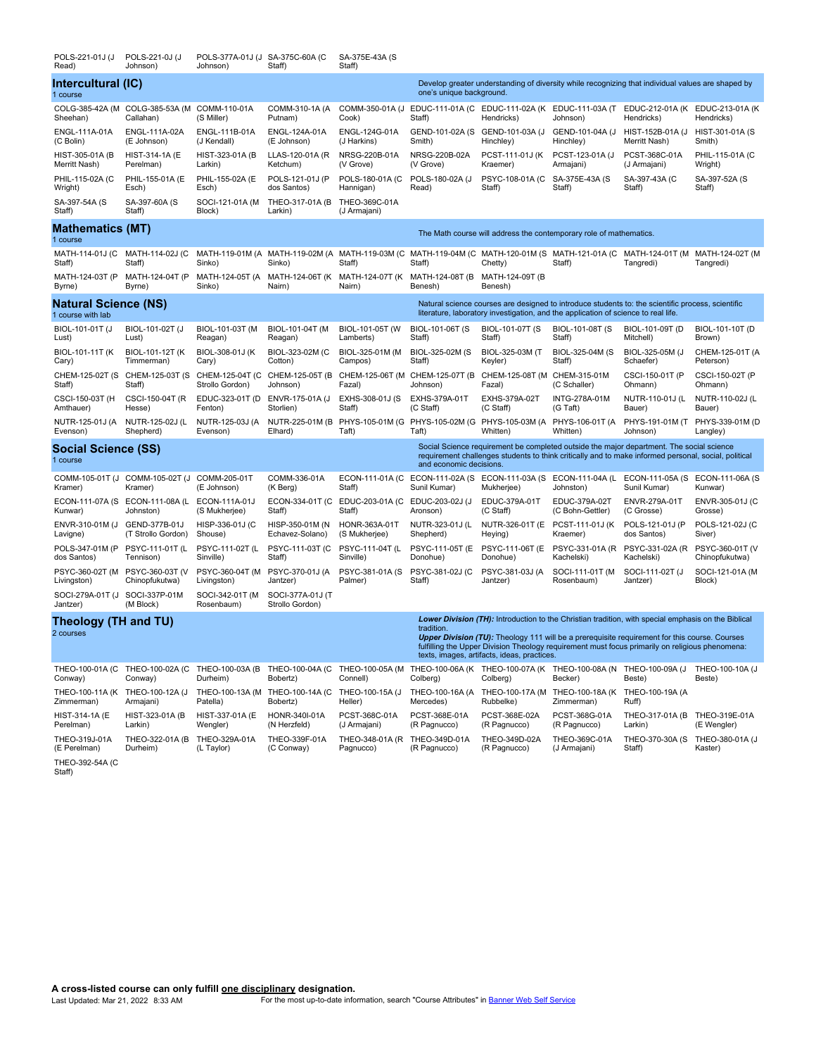| | | | | |
|---|---|---|---|---|
| POLS-221-01J (J Read) | POLS-221-0J (J Johnson) | POLS-377A-01J (J Johnson) | SA-375C-60A (C Staff) | SA-375E-43A (S Staff) |

## Intercultural (IC)

1 course

Develop greater understanding of diversity while recognizing that individual values are shaped by one's unique background.

| | | | | | | | | | |
|---|---|---|---|---|---|---|---|---|---|
| COLG-385-42A (M Sheehan) | COLG-385-53A (M Callahan) | COMM-110-01A (S Miller) | COMM-310-1A (A Putnam) | COMM-350-01A (J Cook) | EDUC-111-01A (C Staff) | EDUC-111-02A (K Hendricks) | EDUC-111-03A (T Johnson) | EDUC-212-01A (K Hendricks) | EDUC-213-01A (K Hendricks) |
| ENGL-111A-01A (E Johnson) | ENGL-111A-02A (E Johnson) | ENGL-111B-01A (J Kendall) | ENGL-124A-01A (E Johnson) | ENGL-124G-01A (J Harkins) | GEND-101-02A (S Smith) | GEND-101-03A (J Hinchley) | GEND-101-04A (J Hinchley) | HIST-152B-01A (J Merritt Nash) | HIST-301-01A (S Smith) |
| HIST-305-01A (B Merritt Nash) | HIST-314-1A (E Perelman) | HIST-323-01A (B Larkin) | LLAS-120-01A (R Ketchum) | NRSG-220B-01A (V Grove) | NRSG-220B-02A (V Grove) | PCST-111-01J (K Kraemer) | PCST-123-01A (J Armajani) | PCST-368C-01A (J Armajani) | PHIL-115-01A (C Wright) |
| PHIL-115-02A (C Wright) | PHIL-155-01A (E Esch) | PHIL-155-02A (E Esch) | POLS-121-01J (P dos Santos) | POLS-180-01A (C Hannigan) | POLS-180-02A (J Read) | PSYC-108-01A (C Staff) | SA-375E-43A (S Staff) | SA-397-43A (C Staff) | SA-397-52A (S Staff) |
| SA-397-54A (S Staff) | SA-397-60A (S Staff) | SOCI-121-01A (M Block) | THEO-317-01A (B Larkin) | THEO-369C-01A (J Armajani) | | | | | |

## Mathematics (MT)

1 course

The Math course will address the contemporary role of mathematics.

| | | | | | | | | | |
|---|---|---|---|---|---|---|---|---|---|
| MATH-114-01J (C Staff) | MATH-114-02J (C Staff) | MATH-119-01M (A Sinko) | MATH-119-02M (A Sinko) | MATH-119-03M (C Staff) | MATH-119-04M (C Staff) | MATH-120-01M (S Chetty) | MATH-121-01A (C Staff) | MATH-124-01T (M Tangredi) | MATH-124-02T (M Tangredi) |
| MATH-124-03T (P Byrne) | MATH-124-04T (P Byrne) | MATH-124-05T (A Sinko) | MATH-124-06T (K Nairn) | MATH-124-07T (K Nairn) | MATH-124-08T (B Benesh) | MATH-124-09T (B Benesh) | | | |

## Natural Science (NS)

1 course with lab

Natural science courses are designed to introduce students to: the scientific process, scientific literature, laboratory investigation, and the application of science to real life.

| | | | | | | | | | |
|---|---|---|---|---|---|---|---|---|---|
| BIOL-101-01T (J Lust) | BIOL-101-02T (J Lust) | BIOL-101-03T (M Reagan) | BIOL-101-04T (M Reagan) | BIOL-101-05T (W Lamberts) | BIOL-101-06T (S Staff) | BIOL-101-07T (S Staff) | BIOL-101-08T (S Staff) | BIOL-101-09T (D Mitchell) | BIOL-101-10T (D Brown) |
| BIOL-101-11T (K Cary) | BIOL-101-12T (K Timmerman) | BIOL-308-01J (K Cary) | BIOL-323-02M (C Cotton) | BIOL-325-01M (M Campos) | BIOL-325-02M (S Staff) | BIOL-325-03M (T Keyler) | BIOL-325-04M (S Staff) | BIOL-325-05M (J Schaefer) | CHEM-125-01T (A Peterson) |
| CHEM-125-02T (S Staff) | CHEM-125-03T (S Staff) | CHEM-125-04T (C Strollo Gordon) | CHEM-125-05T (B Johnson) | CHEM-125-06T (M Fazal) | CHEM-125-07T (B Johnson) | CHEM-125-08T (M Fazal) | CHEM-315-01M (C Schaller) | CSCI-150-01T (P Ohmann) | CSCI-150-02T (P Ohmann) |
| CSCI-150-03T (H Amthauer) | CSCI-150-04T (R Hesse) | EDUC-323-01T (D Fenton) | ENVR-175-01A (J Storlien) | EXHS-308-01J (S Staff) | EXHS-379A-01T (C Staff) | EXHS-379A-02T (C Staff) | INTG-278A-01M (G Taft) | NUTR-110-01J (L Bauer) | NUTR-110-02J (L Bauer) |
| NUTR-125-01J (A Evenson) | NUTR-125-02J (L Shepherd) | NUTR-125-03J (A Evenson) | NUTR-225-01M (B Elhard) | PHYS-105-01M (G Taft) | PHYS-105-02M (G Taft) | PHYS-105-03M (A Whitten) | PHYS-106-01T (A Whitten) | PHYS-191-01M (T Johnson) | PHYS-339-01M (D Langley) |

## Social Science (SS)

1 course

Social Science requirement be completed outside the major department. The social science requirement challenges students to think critically and to make informed personal, social, political and economic decisions.

| | | | | | | | | | |
|---|---|---|---|---|---|---|---|---|---|
| COMM-105-01T (J Kramer) | COMM-105-02T (J Kramer) | COMM-205-01T (E Johnson) | COMM-336-01A (K Berg) | ECON-111-01A (C Staff) | ECON-111-02A (S Sunil Kumar) | ECON-111-03A (S Mukherjee) | ECON-111-04A (L Johnston) | ECON-111-05A (S Sunil Kumar) | ECON-111-06A (S Kunwar) |
| ECON-111-07A (S Kunwar) | ECON-111-08A (L Johnston) | ECON-111A-01J (S Mukherjee) | ECON-334-01T (C Staff) | EDUC-203-01A (C Staff) | EDUC-203-02J (J Aronson) | EDUC-379A-01T (C Staff) | EDUC-379A-02T (C Bohn-Gettler) | ENVR-279A-01T (C Grosse) | ENVR-305-01J (C Grosse) |
| ENVR-310-01M (J Lavigne) | GEND-377B-01J (T Strollo Gordon) | HISP-336-01J (C Shouse) | HISP-350-01M (N Echavez-Solano) | HONR-363A-01T (S Mukherjee) | NUTR-323-01J (L Shepherd) | NUTR-326-01T (E Heying) | PCST-111-01J (K Kraemer) | POLS-121-01J (P dos Santos) | POLS-121-02J (C Siver) |
| POLS-347-01M (P dos Santos) | PSYC-111-01T (L Tennison) | PSYC-111-02T (L Sinville) | PSYC-111-03T (C Staff) | PSYC-111-04T (L Sinville) | PSYC-111-05T (E Donohue) | PSYC-111-06T (E Donohue) | PSYC-331-01A (R Kachelski) | PSYC-331-02A (R Kachelski) | PSYC-360-01T (V Chinopfukutwa) |
| PSYC-360-02T (M Livingston) | PSYC-360-03T (V Chinopfukutwa) | PSYC-360-04T (M Livingston) | PSYC-370-01J (A Jantzer) | PSYC-381-01A (S Palmer) | PSYC-381-02J (C Staff) | PSYC-381-03J (A Jantzer) | SOCI-111-01T (M Rosenbaum) | SOCI-111-02T (J Jantzer) | SOCI-121-01A (M Block) |
| SOCI-279A-01T (J Jantzer) | SOCI-337P-01M (M Block) | SOCI-342-01T (M Rosenbaum) | SOCI-377A-01J (T Strollo Gordon) | | | | | | |

## Theology (TH and TU)

2 courses

***Lower Division (TH):*** Introduction to the Christian tradition, with special emphasis on the Biblical tradition.

***Upper Division (TU):*** Theology 111 will be a prerequisite requirement for this course. Courses fulfilling the Upper Division Theology requirement must focus primarily on religious phenomena: texts, images, artifacts, ideas, practices.

| | | | | | | | | | |
|---|---|---|---|---|---|---|---|---|---|
| THEO-100-01A (C Conway) | THEO-100-02A (C Conway) | THEO-100-03A (B Durheim) | THEO-100-04A (C Bobertz) | THEO-100-05A (M Connell) | THEO-100-06A (K Colberg) | THEO-100-07A (K Colberg) | THEO-100-08A (N Becker) | THEO-100-09A (J Beste) | THEO-100-10A (J Beste) |
| THEO-100-11A (K Zimmerman) | THEO-100-12A (J Armajani) | THEO-100-13A (M Patella) | THEO-100-14A (C Bobertz) | THEO-100-15A (J Heller) | THEO-100-16A (A Mercedes) | THEO-100-17A (M Rubbelke) | THEO-100-18A (K Zimmerman) | THEO-100-19A (A Ruff) | |
| HIST-314-1A (E Perelman) | HIST-323-01A (B Larkin) | HIST-337-01A (E Wengler) | HONR-340I-01A (N Herzfeld) | PCST-368C-01A (J Armajani) | PCST-368E-01A (R Pagnucco) | PCST-368E-02A (R Pagnucco) | PCST-368G-01A (R Pagnucco) | THEO-317-01A (B Larkin) | THEO-319E-01A (E Wengler) |
| THEO-319J-01A (E Perelman) | THEO-322-01A (B Durheim) | THEO-329A-01A (L Taylor) | THEO-339F-01A (C Conway) | THEO-348-01A (R Pagnucco) | THEO-349D-01A (R Pagnucco) | THEO-349D-02A (R Pagnucco) | THEO-369C-01A (J Armajani) | THEO-370-30A (S Staff) | THEO-380-01A (J Kaster) |
| THEO-392-54A (C Staff) | | | | | | | | | |

**A cross-listed course can only fulfill one disciplinary designation.**

Last Updated: Mar 21, 2022 8:33 AM

For the most up-to-date information, search "Course Attributes" in Banner Web Self Service